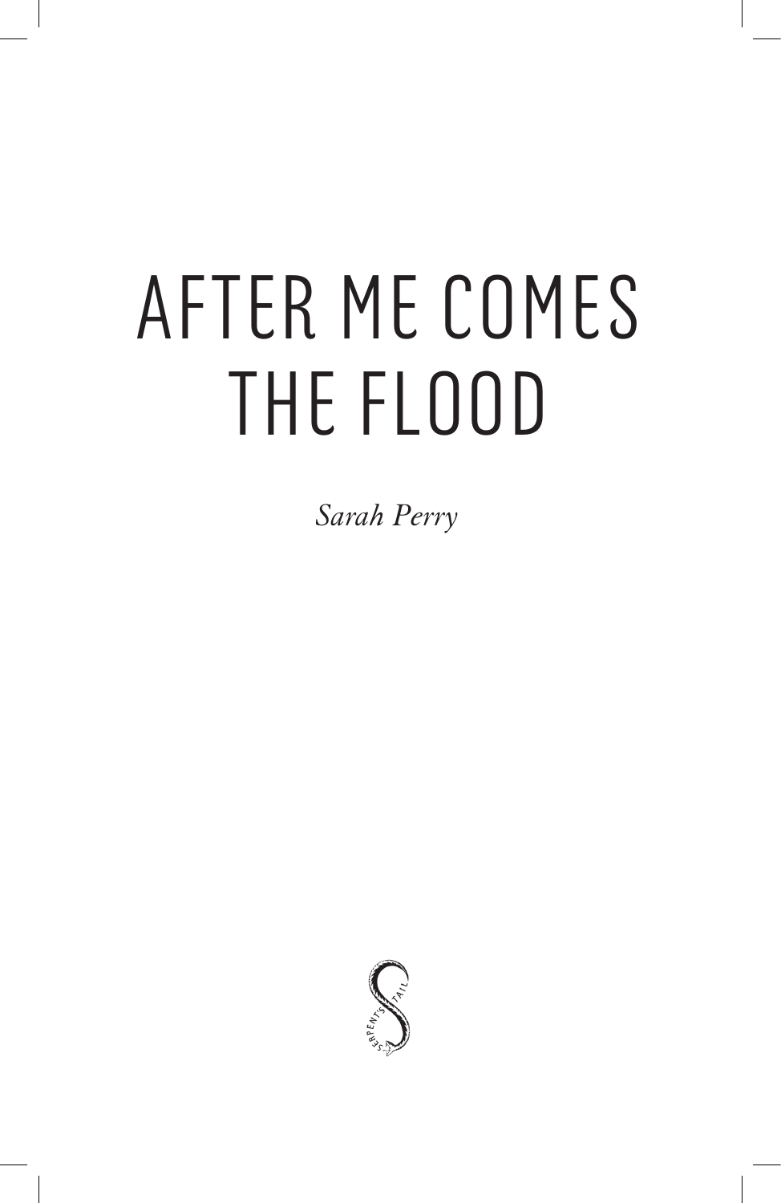# AFTER ME COMES THE FLOOD

*Sarah Perry*

SERPENT'S TAIL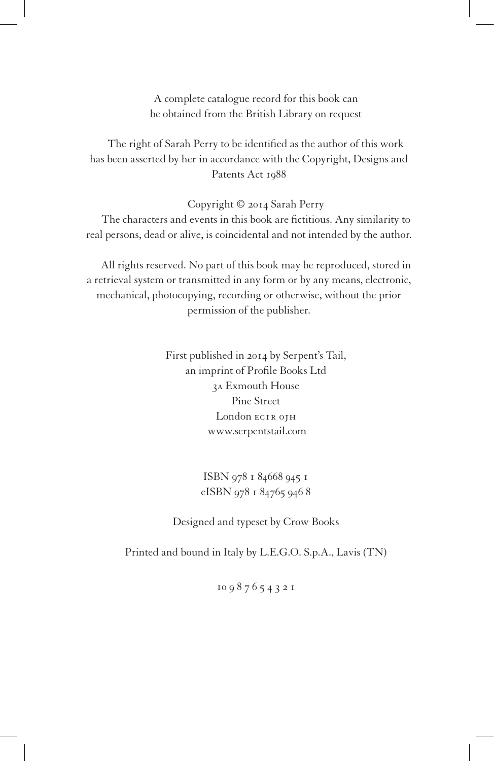A complete catalogue record for this book can be obtained from the British Library on request

The right of Sarah Perry to be identified as the author of this work has been asserted by her in accordance with the Copyright, Designs and Patents Act 1988

Copyright © 2014 Sarah Perry

The characters and events in this book are fictitious. Any similarity to real persons, dead or alive, is coincidental and not intended by the author.

All rights reserved. No part of this book may be reproduced, stored in a retrieval system or transmitted in any form or by any means, electronic, mechanical, photocopying, recording or otherwise, without the prior permission of the publisher.

First published in 2014 by Serpent's Tail,
an imprint of Profile Books Ltd
3A Exmouth House
Pine Street
London EC1R 0JH
www.serpentstail.com

ISBN 978 1 84668 945 1
eISBN 978 1 84765 946 8

Designed and typeset by Crow Books

Printed and bound in Italy by L.E.G.O. S.p.A., Lavis (TN)

10 9 8 7 6 5 4 3 2 1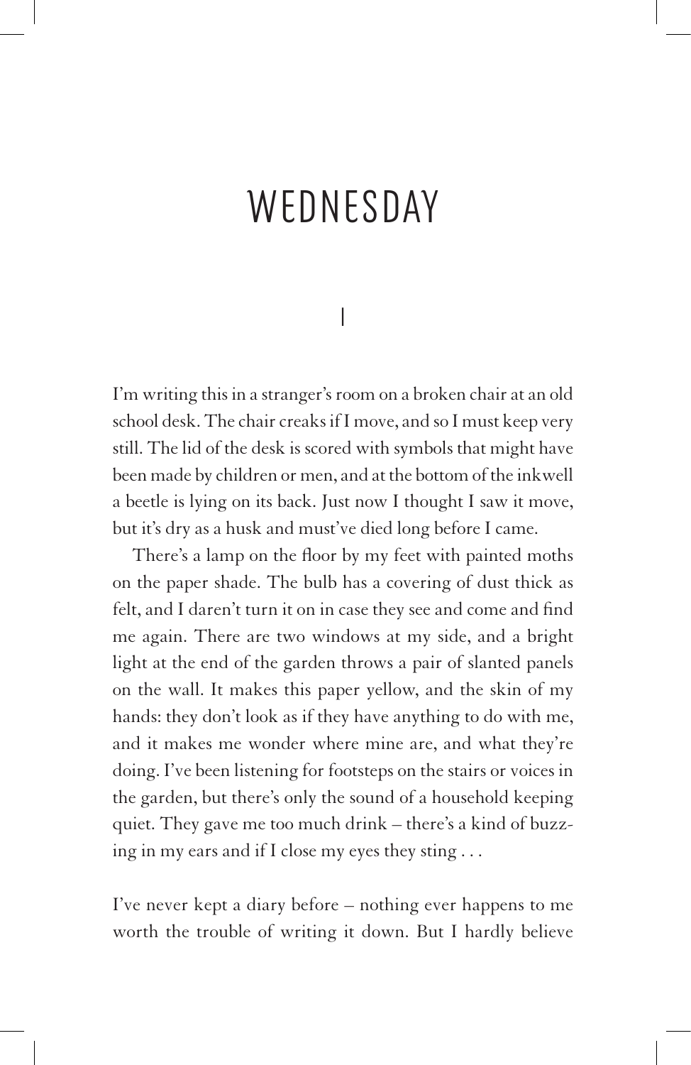# WEDNESDAY

## I

I'm writing this in a stranger's room on a broken chair at an old school desk. The chair creaks if I move, and so I must keep very still. The lid of the desk is scored with symbols that might have been made by children or men, and at the bottom of the inkwell a beetle is lying on its back. Just now I thought I saw it move, but it's dry as a husk and must've died long before I came.

There's a lamp on the floor by my feet with painted moths on the paper shade. The bulb has a covering of dust thick as felt, and I daren't turn it on in case they see and come and find me again. There are two windows at my side, and a bright light at the end of the garden throws a pair of slanted panels on the wall. It makes this paper yellow, and the skin of my hands: they don't look as if they have anything to do with me, and it makes me wonder where mine are, and what they're doing. I've been listening for footsteps on the stairs or voices in the garden, but there's only the sound of a household keeping quiet. They gave me too much drink – there's a kind of buzzing in my ears and if I close my eyes they sting . . .

I've never kept a diary before – nothing ever happens to me worth the trouble of writing it down. But I hardly believe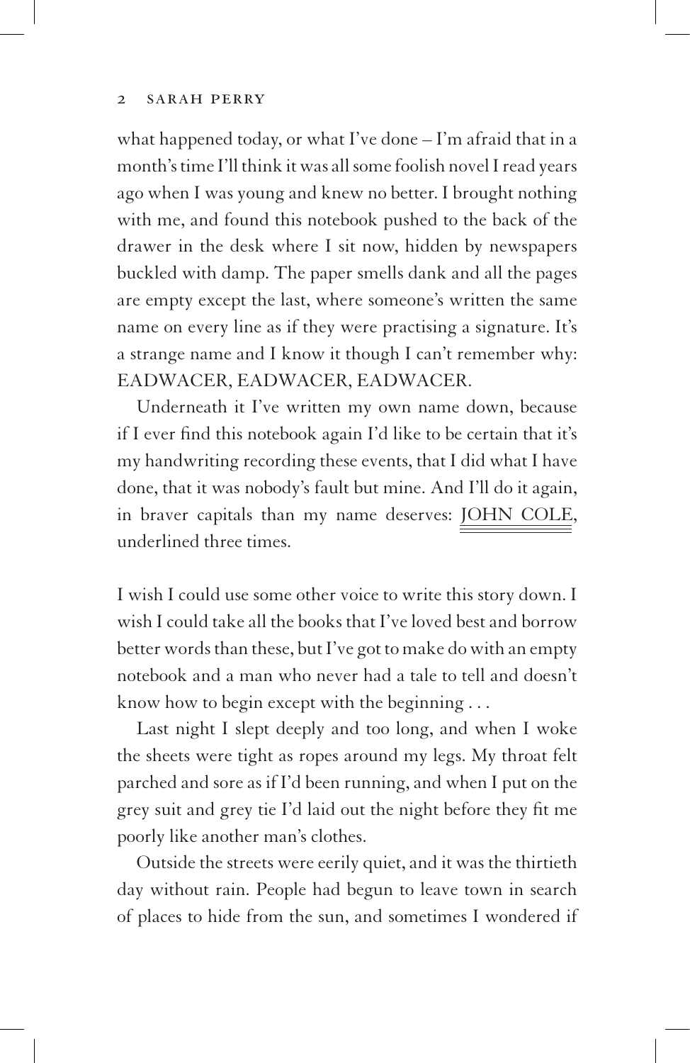what happened today, or what I've done – I'm afraid that in a month's time I'll think it was all some foolish novel I read years ago when I was young and knew no better. I brought nothing with me, and found this notebook pushed to the back of the drawer in the desk where I sit now, hidden by newspapers buckled with damp. The paper smells dank and all the pages are empty except the last, where someone's written the same name on every line as if they were practising a signature. It's a strange name and I know it though I can't remember why: EADWACER, EADWACER, EADWACER.

Underneath it I've written my own name down, because if I ever find this notebook again I'd like to be certain that it's my handwriting recording these events, that I did what I have done, that it was nobody's fault but mine. And I'll do it again, in braver capitals than my name deserves: JOHN COLE, underlined three times.

I wish I could use some other voice to write this story down. I wish I could take all the books that I've loved best and borrow better words than these, but I've got to make do with an empty notebook and a man who never had a tale to tell and doesn't know how to begin except with the beginning . . .

Last night I slept deeply and too long, and when I woke the sheets were tight as ropes around my legs. My throat felt parched and sore as if I'd been running, and when I put on the grey suit and grey tie I'd laid out the night before they fit me poorly like another man's clothes.

Outside the streets were eerily quiet, and it was the thirtieth day without rain. People had begun to leave town in search of places to hide from the sun, and sometimes I wondered if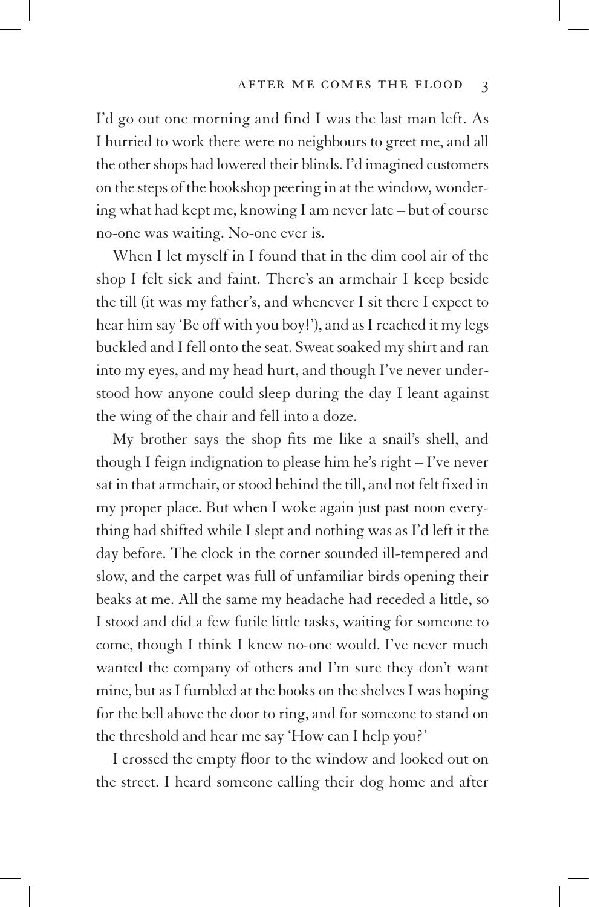I'd go out one morning and find I was the last man left. As I hurried to work there were no neighbours to greet me, and all the other shops had lowered their blinds. I'd imagined customers on the steps of the bookshop peering in at the window, wondering what had kept me, knowing I am never late – but of course no-one was waiting. No-one ever is.

When I let myself in I found that in the dim cool air of the shop I felt sick and faint. There's an armchair I keep beside the till (it was my father's, and whenever I sit there I expect to hear him say 'Be off with you boy!'), and as I reached it my legs buckled and I fell onto the seat. Sweat soaked my shirt and ran into my eyes, and my head hurt, and though I've never understood how anyone could sleep during the day I leant against the wing of the chair and fell into a doze.

My brother says the shop fits me like a snail's shell, and though I feign indignation to please him he's right – I've never sat in that armchair, or stood behind the till, and not felt fixed in my proper place. But when I woke again just past noon everything had shifted while I slept and nothing was as I'd left it the day before. The clock in the corner sounded ill-tempered and slow, and the carpet was full of unfamiliar birds opening their beaks at me. All the same my headache had receded a little, so I stood and did a few futile little tasks, waiting for someone to come, though I think I knew no-one would. I've never much wanted the company of others and I'm sure they don't want mine, but as I fumbled at the books on the shelves I was hoping for the bell above the door to ring, and for someone to stand on the threshold and hear me say 'How can I help you?'

I crossed the empty floor to the window and looked out on the street. I heard someone calling their dog home and after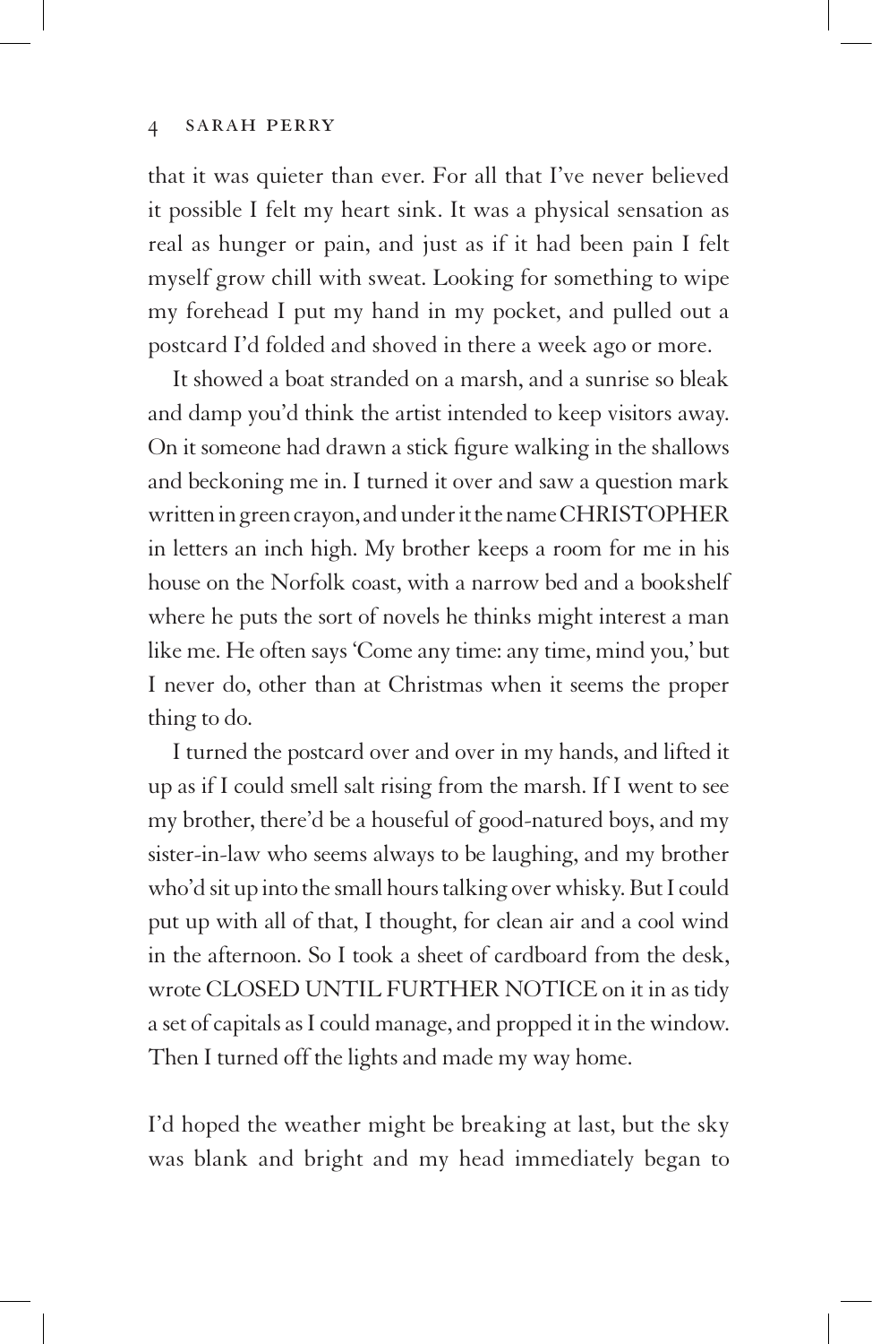that it was quieter than ever. For all that I've never believed it possible I felt my heart sink. It was a physical sensation as real as hunger or pain, and just as if it had been pain I felt myself grow chill with sweat. Looking for something to wipe my forehead I put my hand in my pocket, and pulled out a postcard I'd folded and shoved in there a week ago or more.

It showed a boat stranded on a marsh, and a sunrise so bleak and damp you'd think the artist intended to keep visitors away. On it someone had drawn a stick figure walking in the shallows and beckoning me in. I turned it over and saw a question mark written in green crayon, and under it the name CHRISTOPHER in letters an inch high. My brother keeps a room for me in his house on the Norfolk coast, with a narrow bed and a bookshelf where he puts the sort of novels he thinks might interest a man like me. He often says 'Come any time: any time, mind you,' but I never do, other than at Christmas when it seems the proper thing to do.

I turned the postcard over and over in my hands, and lifted it up as if I could smell salt rising from the marsh. If I went to see my brother, there'd be a houseful of good-natured boys, and my sister-in-law who seems always to be laughing, and my brother who'd sit up into the small hours talking over whisky. But I could put up with all of that, I thought, for clean air and a cool wind in the afternoon. So I took a sheet of cardboard from the desk, wrote CLOSED UNTIL FURTHER NOTICE on it in as tidy a set of capitals as I could manage, and propped it in the window. Then I turned off the lights and made my way home.

I'd hoped the weather might be breaking at last, but the sky was blank and bright and my head immediately began to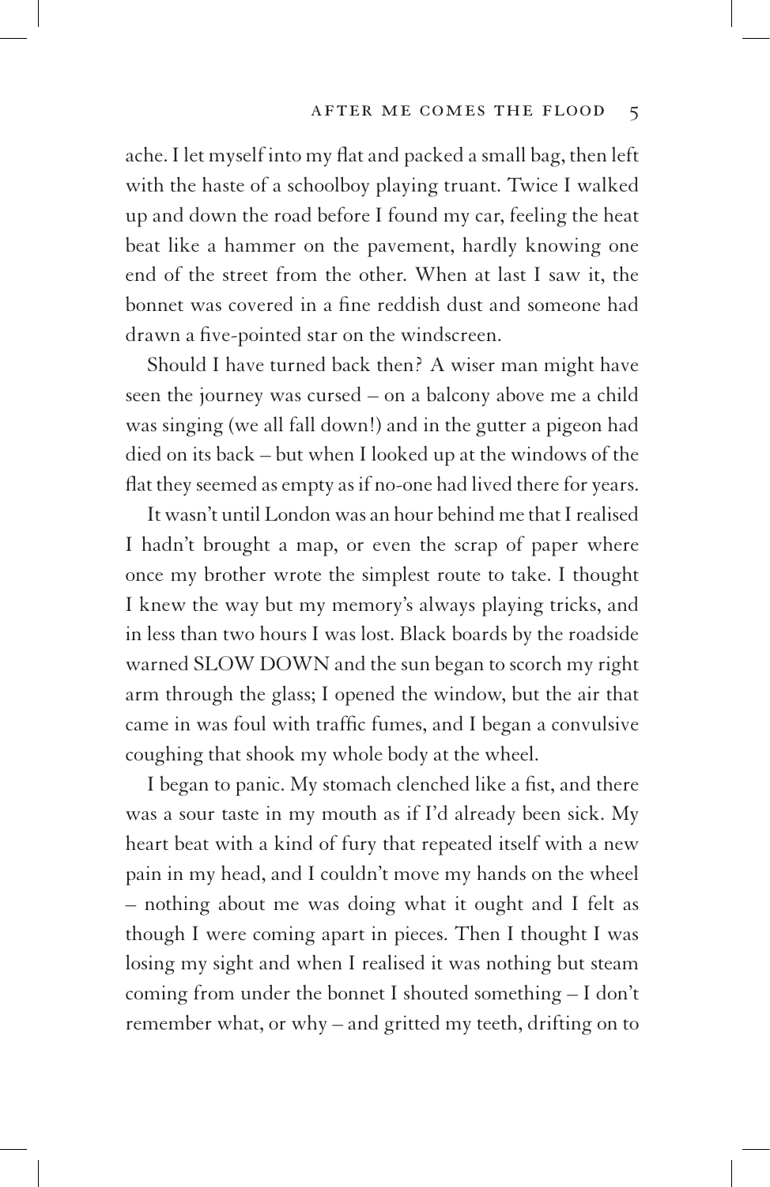ache. I let myself into my flat and packed a small bag, then left with the haste of a schoolboy playing truant. Twice I walked up and down the road before I found my car, feeling the heat beat like a hammer on the pavement, hardly knowing one end of the street from the other. When at last I saw it, the bonnet was covered in a fine reddish dust and someone had drawn a five-pointed star on the windscreen.

Should I have turned back then? A wiser man might have seen the journey was cursed – on a balcony above me a child was singing (we all fall down!) and in the gutter a pigeon had died on its back – but when I looked up at the windows of the flat they seemed as empty as if no-one had lived there for years.

It wasn't until London was an hour behind me that I realised I hadn't brought a map, or even the scrap of paper where once my brother wrote the simplest route to take. I thought I knew the way but my memory's always playing tricks, and in less than two hours I was lost. Black boards by the roadside warned SLOW DOWN and the sun began to scorch my right arm through the glass; I opened the window, but the air that came in was foul with traffic fumes, and I began a convulsive coughing that shook my whole body at the wheel.

I began to panic. My stomach clenched like a fist, and there was a sour taste in my mouth as if I'd already been sick. My heart beat with a kind of fury that repeated itself with a new pain in my head, and I couldn't move my hands on the wheel – nothing about me was doing what it ought and I felt as though I were coming apart in pieces. Then I thought I was losing my sight and when I realised it was nothing but steam coming from under the bonnet I shouted something – I don't remember what, or why – and gritted my teeth, drifting on to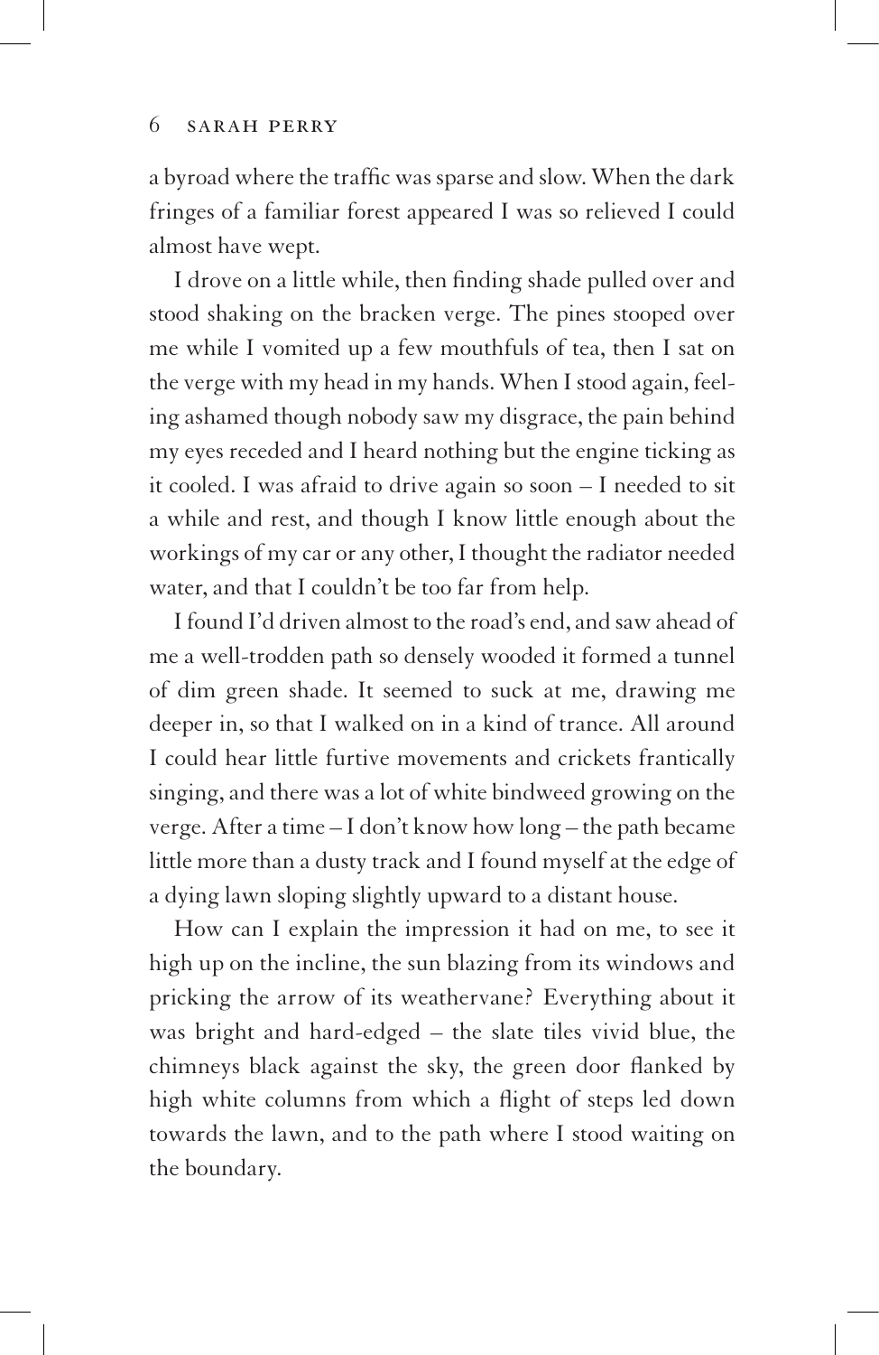a byroad where the traffic was sparse and slow. When the dark fringes of a familiar forest appeared I was so relieved I could almost have wept.

I drove on a little while, then finding shade pulled over and stood shaking on the bracken verge. The pines stooped over me while I vomited up a few mouthfuls of tea, then I sat on the verge with my head in my hands. When I stood again, feeling ashamed though nobody saw my disgrace, the pain behind my eyes receded and I heard nothing but the engine ticking as it cooled. I was afraid to drive again so soon – I needed to sit a while and rest, and though I know little enough about the workings of my car or any other, I thought the radiator needed water, and that I couldn't be too far from help.

I found I'd driven almost to the road's end, and saw ahead of me a well-trodden path so densely wooded it formed a tunnel of dim green shade. It seemed to suck at me, drawing me deeper in, so that I walked on in a kind of trance. All around I could hear little furtive movements and crickets frantically singing, and there was a lot of white bindweed growing on the verge. After a time – I don't know how long – the path became little more than a dusty track and I found myself at the edge of a dying lawn sloping slightly upward to a distant house.

How can I explain the impression it had on me, to see it high up on the incline, the sun blazing from its windows and pricking the arrow of its weathervane? Everything about it was bright and hard-edged – the slate tiles vivid blue, the chimneys black against the sky, the green door flanked by high white columns from which a flight of steps led down towards the lawn, and to the path where I stood waiting on the boundary.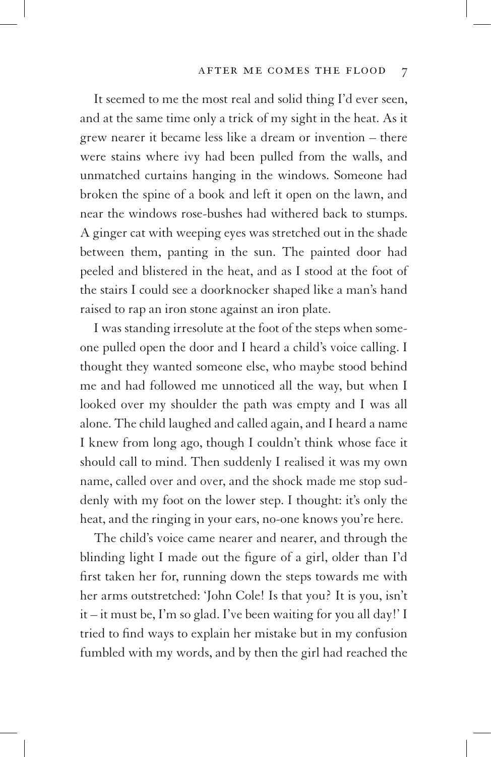It seemed to me the most real and solid thing I'd ever seen, and at the same time only a trick of my sight in the heat. As it grew nearer it became less like a dream or invention – there were stains where ivy had been pulled from the walls, and unmatched curtains hanging in the windows. Someone had broken the spine of a book and left it open on the lawn, and near the windows rose-bushes had withered back to stumps. A ginger cat with weeping eyes was stretched out in the shade between them, panting in the sun. The painted door had peeled and blistered in the heat, and as I stood at the foot of the stairs I could see a doorknocker shaped like a man's hand raised to rap an iron stone against an iron plate.

I was standing irresolute at the foot of the steps when someone pulled open the door and I heard a child's voice calling. I thought they wanted someone else, who maybe stood behind me and had followed me unnoticed all the way, but when I looked over my shoulder the path was empty and I was all alone. The child laughed and called again, and I heard a name I knew from long ago, though I couldn't think whose face it should call to mind. Then suddenly I realised it was my own name, called over and over, and the shock made me stop suddenly with my foot on the lower step. I thought: it's only the heat, and the ringing in your ears, no-one knows you're here.

The child's voice came nearer and nearer, and through the blinding light I made out the figure of a girl, older than I'd first taken her for, running down the steps towards me with her arms outstretched: 'John Cole! Is that you? It is you, isn't it – it must be, I'm so glad. I've been waiting for you all day!' I tried to find ways to explain her mistake but in my confusion fumbled with my words, and by then the girl had reached the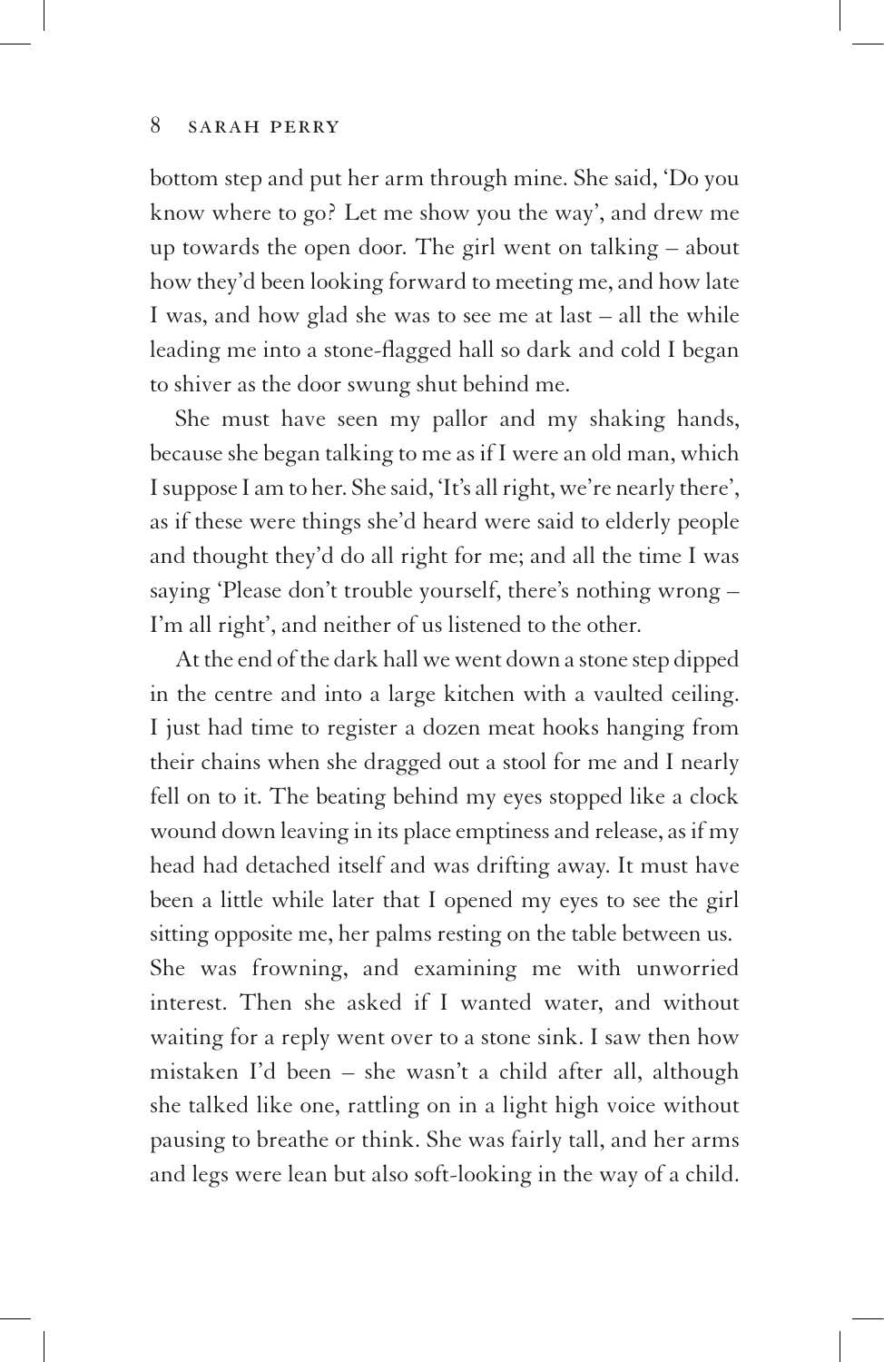bottom step and put her arm through mine. She said, 'Do you know where to go? Let me show you the way', and drew me up towards the open door. The girl went on talking – about how they'd been looking forward to meeting me, and how late I was, and how glad she was to see me at last – all the while leading me into a stone-flagged hall so dark and cold I began to shiver as the door swung shut behind me.

She must have seen my pallor and my shaking hands, because she began talking to me as if I were an old man, which I suppose I am to her. She said, 'It's all right, we're nearly there', as if these were things she'd heard were said to elderly people and thought they'd do all right for me; and all the time I was saying 'Please don't trouble yourself, there's nothing wrong – I'm all right', and neither of us listened to the other.

At the end of the dark hall we went down a stone step dipped in the centre and into a large kitchen with a vaulted ceiling. I just had time to register a dozen meat hooks hanging from their chains when she dragged out a stool for me and I nearly fell on to it. The beating behind my eyes stopped like a clock wound down leaving in its place emptiness and release, as if my head had detached itself and was drifting away. It must have been a little while later that I opened my eyes to see the girl sitting opposite me, her palms resting on the table between us. She was frowning, and examining me with unworried interest. Then she asked if I wanted water, and without waiting for a reply went over to a stone sink. I saw then how mistaken I'd been – she wasn't a child after all, although she talked like one, rattling on in a light high voice without pausing to breathe or think. She was fairly tall, and her arms and legs were lean but also soft-looking in the way of a child.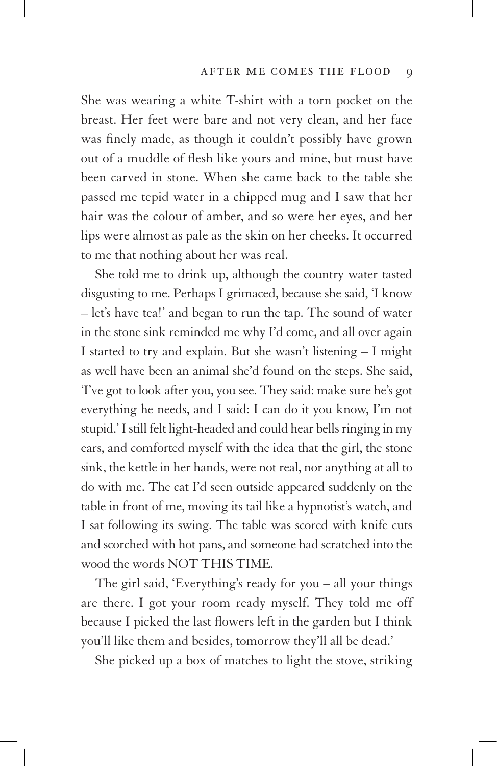She was wearing a white T-shirt with a torn pocket on the breast. Her feet were bare and not very clean, and her face was finely made, as though it couldn't possibly have grown out of a muddle of flesh like yours and mine, but must have been carved in stone. When she came back to the table she passed me tepid water in a chipped mug and I saw that her hair was the colour of amber, and so were her eyes, and her lips were almost as pale as the skin on her cheeks. It occurred to me that nothing about her was real.

She told me to drink up, although the country water tasted disgusting to me. Perhaps I grimaced, because she said, 'I know – let's have tea!' and began to run the tap. The sound of water in the stone sink reminded me why I'd come, and all over again I started to try and explain. But she wasn't listening – I might as well have been an animal she'd found on the steps. She said, 'I've got to look after you, you see. They said: make sure he's got everything he needs, and I said: I can do it you know, I'm not stupid.' I still felt light-headed and could hear bells ringing in my ears, and comforted myself with the idea that the girl, the stone sink, the kettle in her hands, were not real, nor anything at all to do with me. The cat I'd seen outside appeared suddenly on the table in front of me, moving its tail like a hypnotist's watch, and I sat following its swing. The table was scored with knife cuts and scorched with hot pans, and someone had scratched into the wood the words NOT THIS TIME.

The girl said, 'Everything's ready for you – all your things are there. I got your room ready myself. They told me off because I picked the last flowers left in the garden but I think you'll like them and besides, tomorrow they'll all be dead.'

She picked up a box of matches to light the stove, striking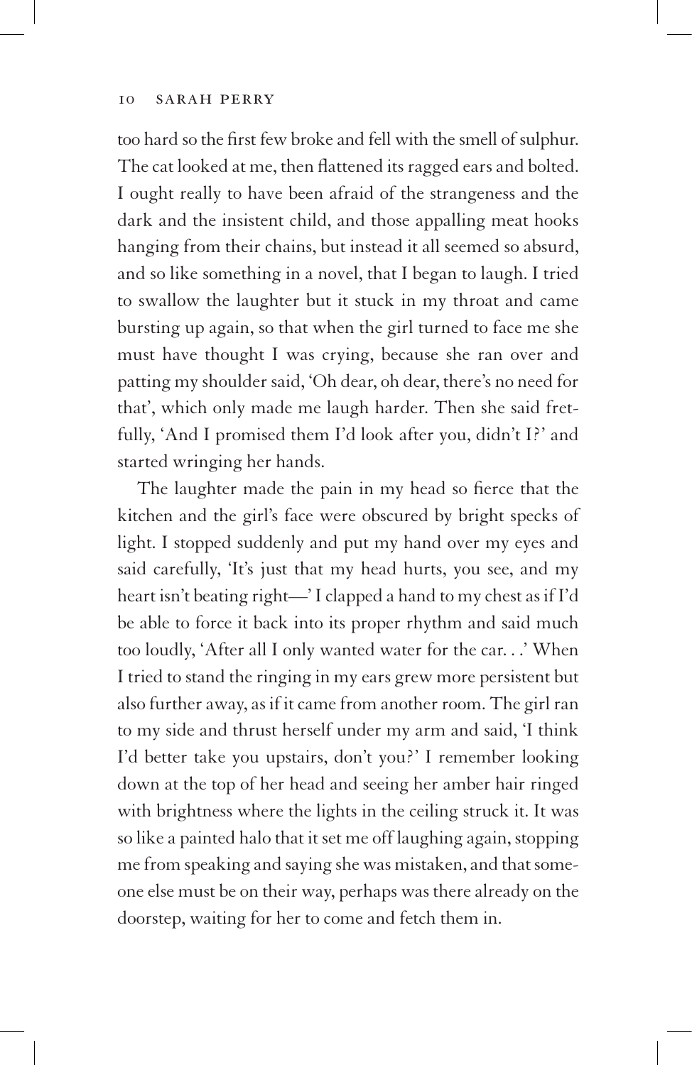too hard so the first few broke and fell with the smell of sulphur. The cat looked at me, then flattened its ragged ears and bolted. I ought really to have been afraid of the strangeness and the dark and the insistent child, and those appalling meat hooks hanging from their chains, but instead it all seemed so absurd, and so like something in a novel, that I began to laugh. I tried to swallow the laughter but it stuck in my throat and came bursting up again, so that when the girl turned to face me she must have thought I was crying, because she ran over and patting my shoulder said, 'Oh dear, oh dear, there's no need for that', which only made me laugh harder. Then she said fretfully, 'And I promised them I'd look after you, didn't I?' and started wringing her hands.

The laughter made the pain in my head so fierce that the kitchen and the girl's face were obscured by bright specks of light. I stopped suddenly and put my hand over my eyes and said carefully, 'It's just that my head hurts, you see, and my heart isn't beating right—' I clapped a hand to my chest as if I'd be able to force it back into its proper rhythm and said much too loudly, 'After all I only wanted water for the car. . .' When I tried to stand the ringing in my ears grew more persistent but also further away, as if it came from another room. The girl ran to my side and thrust herself under my arm and said, 'I think I'd better take you upstairs, don't you?' I remember looking down at the top of her head and seeing her amber hair ringed with brightness where the lights in the ceiling struck it. It was so like a painted halo that it set me off laughing again, stopping me from speaking and saying she was mistaken, and that someone else must be on their way, perhaps was there already on the doorstep, waiting for her to come and fetch them in.